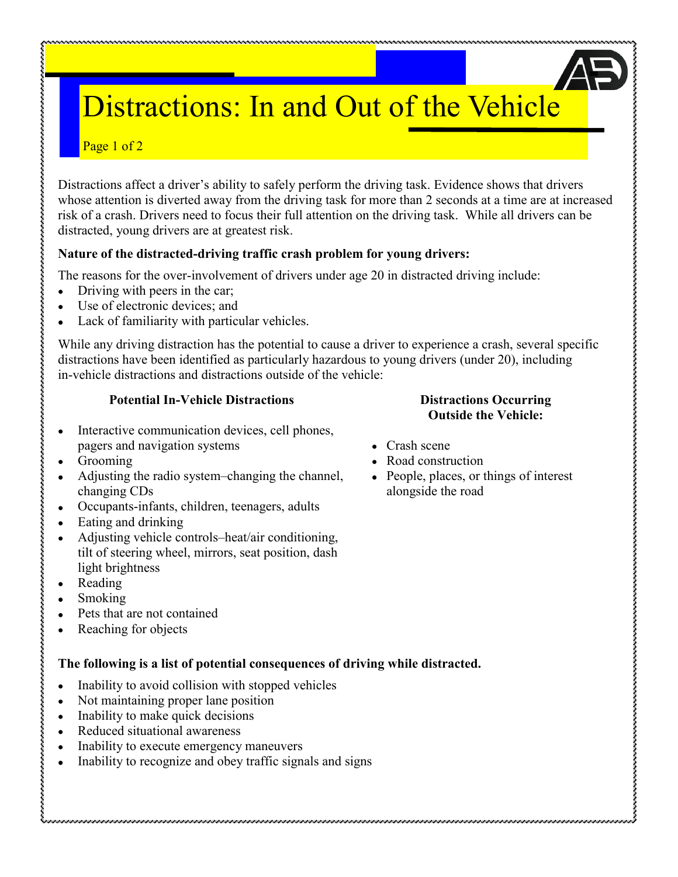# Distractions: In and Out of the Vehicle

Distractions affect a driver's ability to safely perform the driving task. Evidence shows that drivers whose attention is diverted away from the driving task for more than 2 seconds at a time are at increased risk of a crash. Drivers need to focus their full attention on the driving task. While all drivers can be distracted, young drivers are at greatest risk.

**Nature of the distracted-driving traffic crash problem for young drivers:**

The reasons for the over-involvement of drivers under age 20 in distracted driving include:

- Driving with peers in the car;
- Use of electronic devices; and
- Lack of familiarity with particular vehicles.

While any driving distraction has the potential to cause a driver to experience a crash, several specific distractions have been identified as particularly hazardous to young drivers (under 20), including in-vehicle distractions and distractions outside of the vehicle:

**Potential In-Vehicle Distractions**

- Interactive communication devices, cell phones, pagers and navigation systems
- Grooming
- Adjusting the radio system–changing the channel, changing CDs
- Occupants-infants, children, teenagers, adults
- Eating and drinking
- Adjusting vehicle controls–heat/air conditioning, tilt of steering wheel, mirrors, seat position, dash light brightness
- Reading
- Smoking
- Pets that are not contained
- Reaching for objects

**Distractions Occurring Outside the Vehicle:**

- Crash scene
- Road construction
- People, places, or things of interest alongside the road

**The following is a list of potential consequences of driving while distracted.**

- Inability to avoid collision with stopped vehicles
- Not maintaining proper lane position
- Inability to make quick decisions
- Reduced situational awareness
- Inability to execute emergency maneuvers
- Inability to recognize and obey traffic signals and signs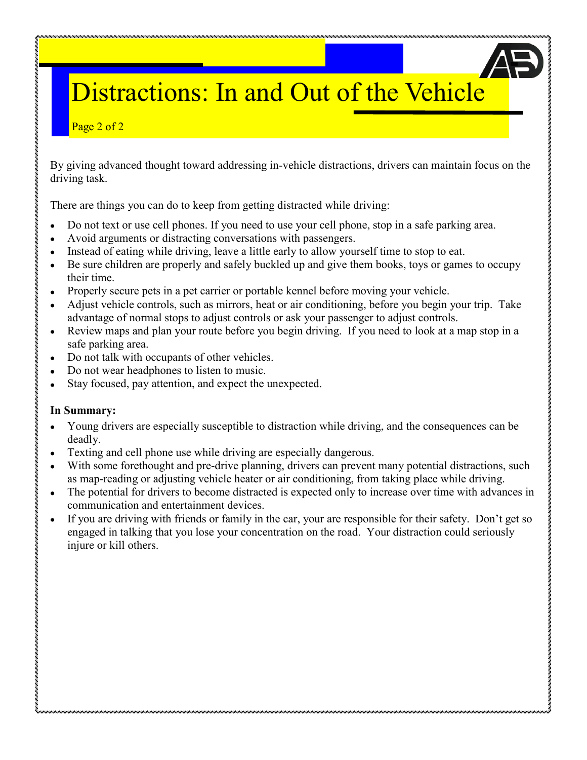# Distractions: In and Out of the Vehicle

By giving advanced thought toward addressing in-vehicle distractions, drivers can maintain focus on the driving task.

There are things you can do to keep from getting distracted while driving:

- Do not text or use cell phones. If you need to use your cell phone, stop in a safe parking area.
- Avoid arguments or distracting conversations with passengers.
- Instead of eating while driving, leave a little early to allow yourself time to stop to eat.
- Be sure children are properly and safely buckled up and give them books, toys or games to occupy their time.
- Properly secure pets in a pet carrier or portable kennel before moving your vehicle.
- Adjust vehicle controls, such as mirrors, heat or air conditioning, before you begin your trip. Take advantage of normal stops to adjust controls or ask your passenger to adjust controls.
- Review maps and plan your route before you begin driving. If you need to look at a map stop in a safe parking area.
- Do not talk with occupants of other vehicles.
- Do not wear headphones to listen to music.
- Stay focused, pay attention, and expect the unexpected.

**In Summary:**

- Young drivers are especially susceptible to distraction while driving, and the consequences can be deadly.
- Texting and cell phone use while driving are especially dangerous.
- With some forethought and pre-drive planning, drivers can prevent many potential distractions, such as map-reading or adjusting vehicle heater or air conditioning, from taking place while driving.
- The potential for drivers to become distracted is expected only to increase over time with advances in communication and entertainment devices.
- If you are driving with friends or family in the car, your are responsible for their safety. Don't get so engaged in talking that you lose your concentration on the road. Your distraction could seriously injure or kill others.